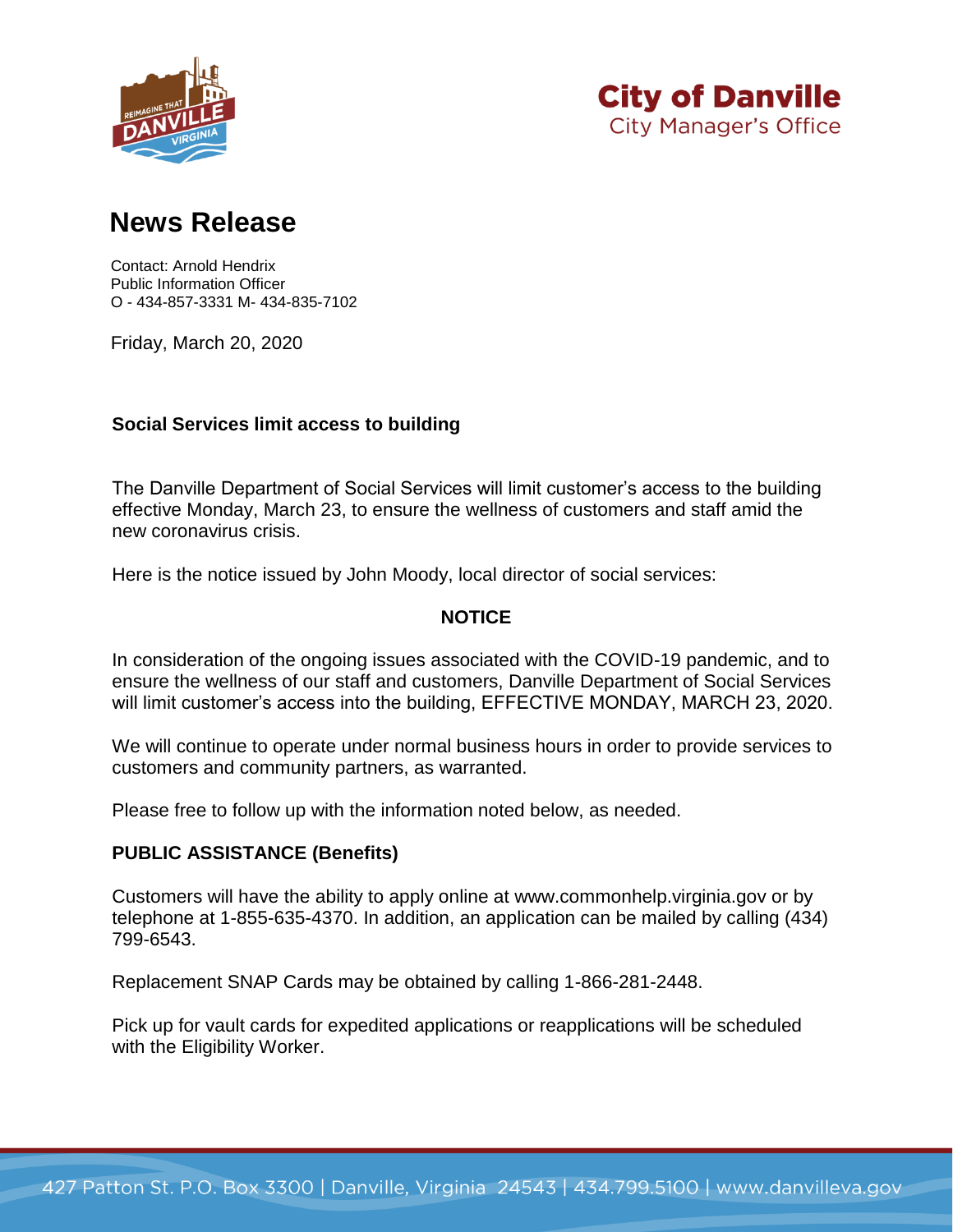**City of Danville**
City Manager's Office

# News Release

Contact: Arnold Hendrix
Public Information Officer
O - 434-857-3331 M- 434-835-7102

Friday, March 20, 2020

**Social Services limit access to building**

The Danville Department of Social Services will limit customer's access to the building effective Monday, March 23, to ensure the wellness of customers and staff amid the new coronavirus crisis.

Here is the notice issued by John Moody, local director of social services:

**NOTICE**

In consideration of the ongoing issues associated with the COVID-19 pandemic, and to ensure the wellness of our staff and customers, Danville Department of Social Services will limit customer's access into the building, EFFECTIVE MONDAY, MARCH 23, 2020.

We will continue to operate under normal business hours in order to provide services to customers and community partners, as warranted.

Please free to follow up with the information noted below, as needed.

**PUBLIC ASSISTANCE (Benefits)**

Customers will have the ability to apply online at www.commonhelp.virginia.gov or by telephone at 1-855-635-4370. In addition, an application can be mailed by calling (434) 799-6543.

Replacement SNAP Cards may be obtained by calling 1-866-281-2448.

Pick up for vault cards for expedited applications or reapplications will be scheduled with the Eligibility Worker.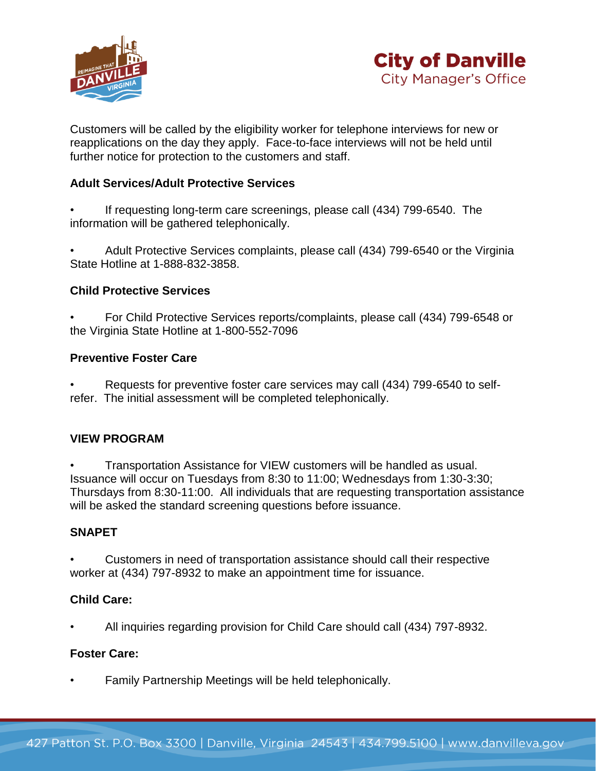Customers will be called by the eligibility worker for telephone interviews for new or reapplications on the day they apply. Face-to-face interviews will not be held until further notice for protection to the customers and staff.

**Adult Services/Adult Protective Services**

- If requesting long-term care screenings, please call (434) 799-6540. The information will be gathered telephonically.

- Adult Protective Services complaints, please call (434) 799-6540 or the Virginia State Hotline at 1-888-832-3858.

**Child Protective Services**

- For Child Protective Services reports/complaints, please call (434) 799-6548 or the Virginia State Hotline at 1-800-552-7096

**Preventive Foster Care**

- Requests for preventive foster care services may call (434) 799-6540 to self-refer. The initial assessment will be completed telephonically.

**VIEW PROGRAM**

- Transportation Assistance for VIEW customers will be handled as usual. Issuance will occur on Tuesdays from 8:30 to 11:00; Wednesdays from 1:30-3:30; Thursdays from 8:30-11:00. All individuals that are requesting transportation assistance will be asked the standard screening questions before issuance.

**SNAPET**

- Customers in need of transportation assistance should call their respective worker at (434) 797-8932 to make an appointment time for issuance.

**Child Care:**

- All inquiries regarding provision for Child Care should call (434) 797-8932.

**Foster Care:**

- Family Partnership Meetings will be held telephonically.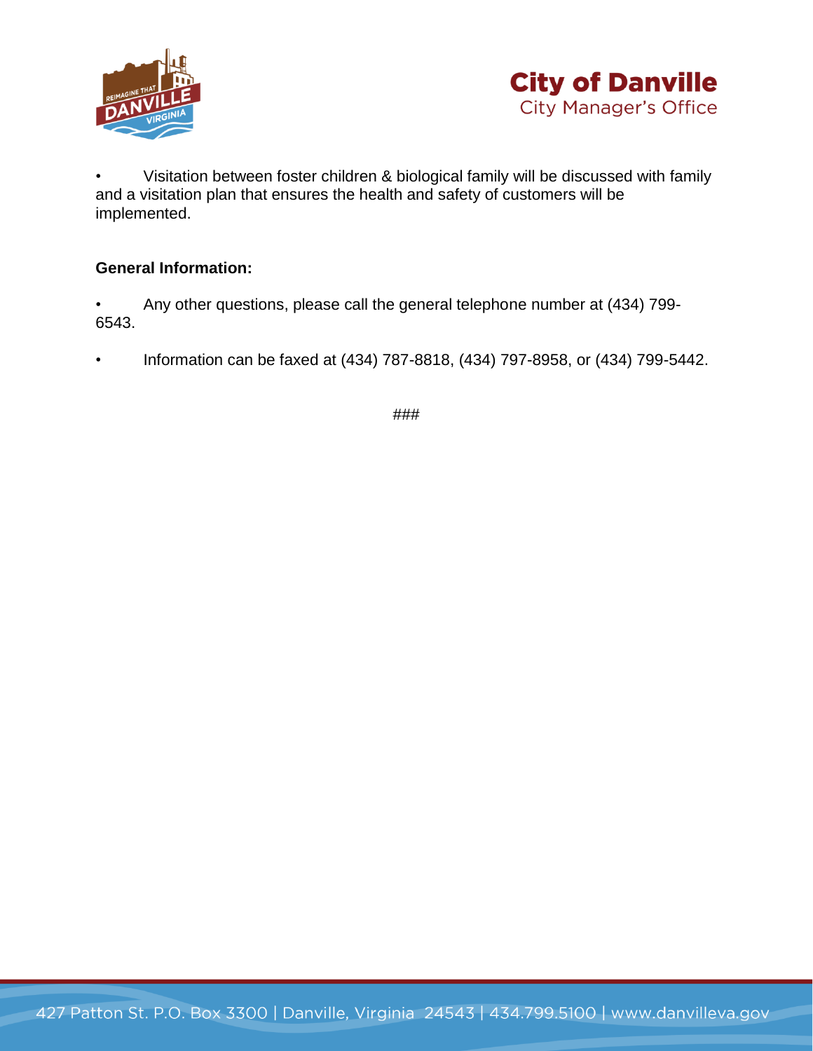- Visitation between foster children & biological family will be discussed with family and a visitation plan that ensures the health and safety of customers will be implemented.

**General Information:**

- Any other questions, please call the general telephone number at (434) 799-6543.
- Information can be faxed at (434) 787-8818, (434) 797-8958, or (434) 799-5442.

###